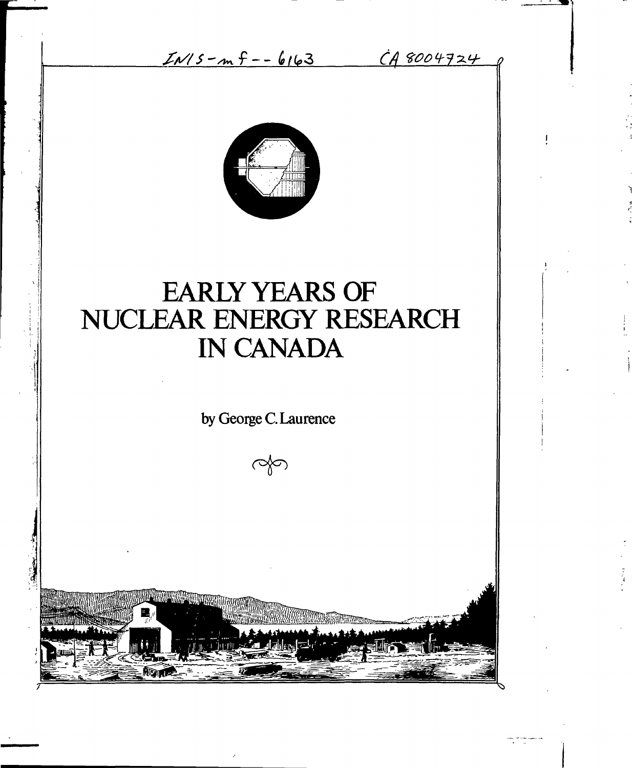INIS-mf--6163 CA 8004724

# EARLY YEARS OF NUCLEAR ENERGY RESEARCH IN CANADA

by George C. Laurence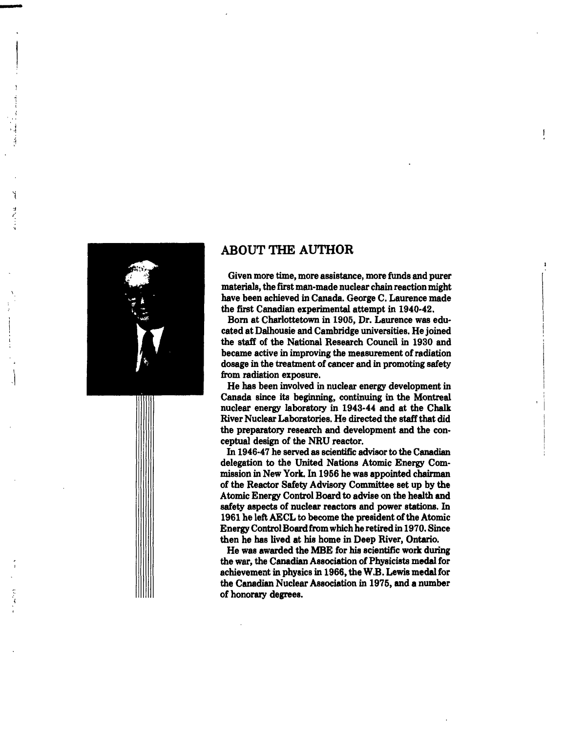## ABOUT THE AUTHOR

Given more time, more assistance, more funds and purer materials, the first man-made nuclear chain reaction might have been achieved in Canada. George C. Laurence made the first Canadian experimental attempt in 1940-42.

Born at Charlottetown in 1905, Dr. Laurence was educated at Dalhousie and Cambridge universities. He joined the staff of the National Research Council in 1930 and became active in improving the measurement of radiation dosage in the treatment of cancer and in promoting safety from radiation exposure.

He has been involved in nuclear energy development in Canada since its beginning, continuing in the Montreal nuclear energy laboratory in 1943-44 and at the Chalk River Nuclear Laboratories. He directed the staff that did the preparatory research and development and the conceptual design of the NRU reactor.

In 1946-47 he served as scientific advisor to the Canadian delegation to the United Nations Atomic Energy Commission in New York. In 1956 he was appointed chairman of the Reactor Safety Advisory Committee set up by the Atomic Energy Control Board to advise on the health and safety aspects of nuclear reactors and power stations. In 1961 he left AECL to become the president of the Atomic Energy Control Board from which he retired in 1970. Since then he has lived at his home in Deep River, Ontario.

He was awarded the MBE for his scientific work during the war, the Canadian Association of Physicists medal for achievement in physics in 1966, the W.B. Lewis medal for the Canadian Nuclear Association in 1975, and a number of honorary degrees.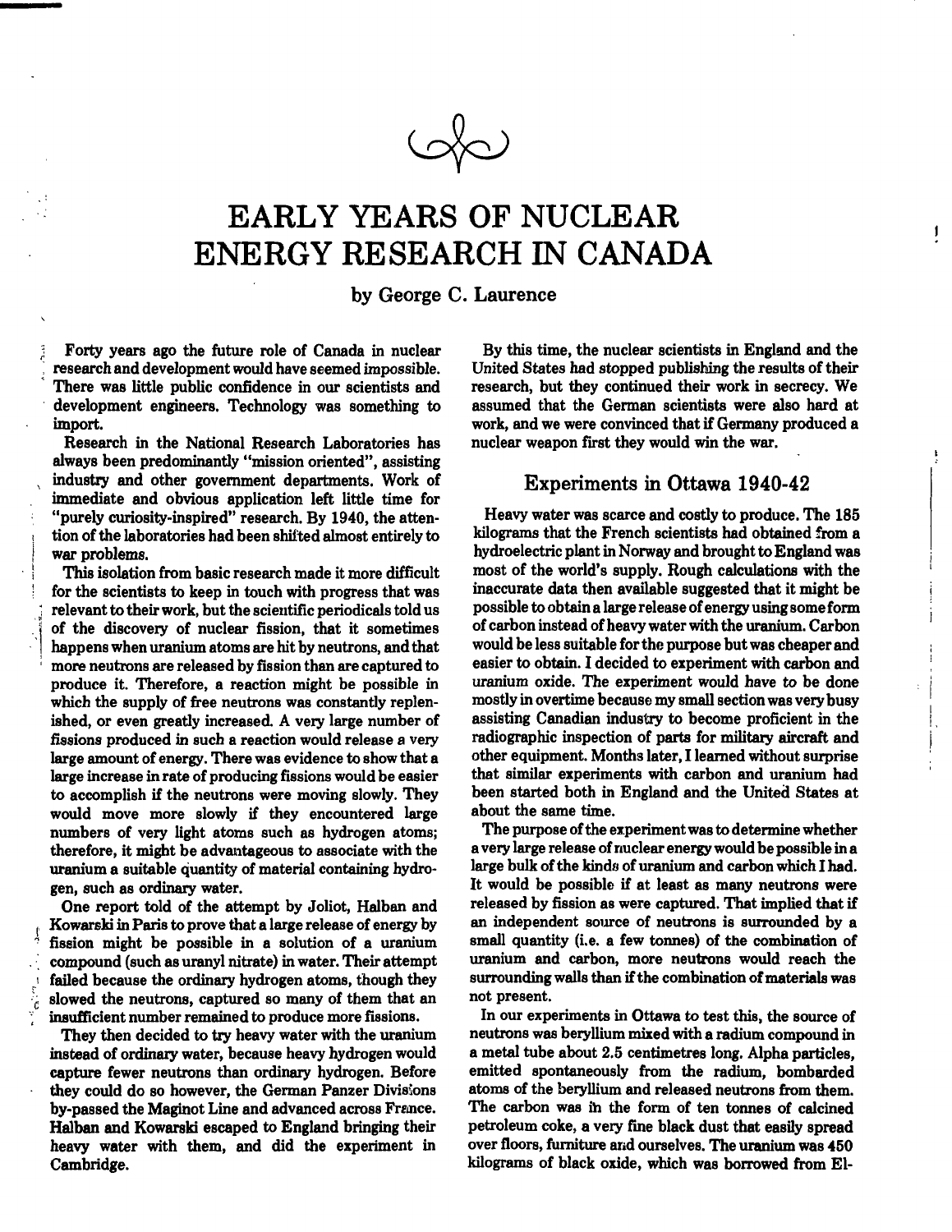# EARLY YEARS OF NUCLEAR ENERGY RESEARCH IN CANADA

by George C. Laurence

Forty years ago the future role of Canada in nuclear research and development would have seemed impossible. There was little public confidence in our scientists and development engineers. Technology was something to import.

Research in the National Research Laboratories has always been predominantly "mission oriented", assisting industry and other government departments. Work of immediate and obvious application left little time for "purely curiosity-inspired" research. By 1940, the attention of the laboratories had been shifted almost entirely to war problems.

This isolation from basic research made it more difficult for the scientists to keep in touch with progress that was relevant to their work, but the scientific periodicals told us of the discovery of nuclear fission, that it sometimes happens when uranium atoms are hit by neutrons, and that more neutrons are released by fission than are captured to produce it. Therefore, a reaction might be possible in which the supply of free neutrons was constantly replenished, or even greatly increased. A very large number of fissions produced in such a reaction would release a very large amount of energy. There was evidence to show that a large increase in rate of producing fissions would be easier to accomplish if the neutrons were moving slowly. They would move more slowly if they encountered large numbers of very light atoms such as hydrogen atoms; therefore, it might be advantageous to associate with the uranium a suitable quantity of material containing hydrogen, such as ordinary water.

One report told of the attempt by Joliot, Halban and Kowarski in Paris to prove that a large release of energy by fission might be possible in a solution of a uranium compound (such as uranyl nitrate) in water. Their attempt failed because the ordinary hydrogen atoms, though they slowed the neutrons, captured so many of them that an insufficient number remained to produce more fissions.

They then decided to try heavy water with the uranium instead of ordinary water, because heavy hydrogen would capture fewer neutrons than ordinary hydrogen. Before they could do so however, the German Panzer Divisions by-passed the Maginot Line and advanced across France. Halban and Kowarski escaped to England bringing their heavy water with them, and did the experiment in Cambridge.

By this time, the nuclear scientists in England and the United States had stopped publishing the results of their research, but they continued their work in secrecy. We assumed that the German scientists were also hard at work, and we were convinced that if Germany produced a nuclear weapon first they would win the war.

## Experiments in Ottawa 1940-42

Heavy water was scarce and costly to produce. The 185 kilograms that the French scientists had obtained from a hydroelectric plant in Norway and brought to England was most of the world's supply. Rough calculations with the inaccurate data then available suggested that it might be possible to obtain a large release of energy using some form of carbon instead of heavy water with the uranium. Carbon would be less suitable for the purpose but was cheaper and easier to obtain. I decided to experiment with carbon and uranium oxide. The experiment would have to be done mostly in overtime because my small section was very busy assisting Canadian industry to become proficient in the radiographic inspection of parts for military aircraft and other equipment. Months later, I learned without surprise that similar experiments with carbon and uranium had been started both in England and the United States at about the same time.

The purpose of the experiment was to determine whether a very large release of nuclear energy would be possible in a large bulk of the kinds of uranium and carbon which I had. It would be possible if at least as many neutrons were released by fission as were captured. That implied that if an independent source of neutrons is surrounded by a small quantity (i.e. a few tonnes) of the combination of uranium and carbon, more neutrons would reach the surrounding walls than if the combination of materials was not present.

In our experiments in Ottawa to test this, the source of neutrons was beryllium mixed with a radium compound in a metal tube about 2.5 centimetres long. Alpha particles, emitted spontaneously from the radium, bombarded atoms of the beryllium and released neutrons from them. The carbon was in the form of ten tonnes of calcined petroleum coke, a very fine black dust that easily spread over floors, furniture and ourselves. The uranium was 450 kilograms of black oxide, which was borrowed from El-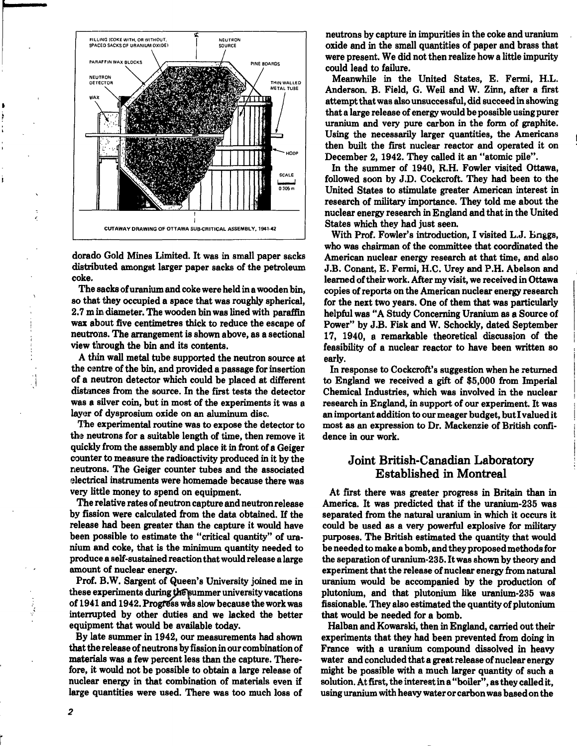FILLING (COKE WITH, OR WITHOUT, SPACED SACKS OF URANIUM OXIDE)

NEUTRON SOURCE

PARAFFIN WAX BLOCKS

PINE BOARDS

NEUTRON DETECTOR

THIN WALLED METAL TUBE

WAX

HOOP

SCALE

0.305 m

CUTAWAY DRAWING OF OTTAWA SUB-CRITICAL ASSEMBLY, 1941-42

dorado Gold Mines Limited. It was in small paper sacks distributed amongst larger paper sacks of the petroleum coke.

The sacks of uranium and coke were held in a wooden bin, so that they occupied a space that was roughly spherical, 2.7 m in diameter. The wooden bin was lined with paraffin wax about five centimetres thick to reduce the escape of neutrons. The arrangement is shown above, as a sectional view through the bin and its contents.

A thin wall metal tube supported the neutron source at the centre of the bin, and provided a passage for insertion of a neutron detector which could be placed at different distances from the source. In the first tests the detector was a silver coin, but in most of the experiments it was a layer of dysprosium oxide on an aluminum disc.

The experimental routine was to expose the detector to the neutrons for a suitable length of time, then remove it quickly from the assembly and place it in front of a Geiger counter to measure the radioactivity produced in it by the neutrons. The Geiger counter tubes and the associated electrical instruments were homemade because there was very little money to spend on equipment.

The relative rates of neutron capture and neutron release by fission were calculated from the data obtained. If the release had been greater than the capture it would have been possible to estimate the "critical quantity" of uranium and coke, that is the minimum quantity needed to produce a self-sustained reaction that would release a large amount of nuclear energy.

Prof. B.W. Sargent of Queen's University joined me in these experiments during the summer university vacations of 1941 and 1942. Progress was slow because the work was interrupted by other duties and we lacked the better equipment that would be available today.

By late summer in 1942, our measurements had shown that the release of neutrons by fission in our combination of materials was a few percent less than the capture. Therefore, it would not be possible to obtain a large release of nuclear energy in that combination of materials even if large quantities were used. There was too much loss of neutrons by capture in impurities in the coke and uranium oxide and in the small quantities of paper and brass that were present. We did not then realize how a little impurity could lead to failure.

Meanwhile in the United States, E. Fermi, H.L. Anderson, B. Field, G. Weil and W. Zinn, after a first attempt that was also unsuccessful, did succeed in showing that a large release of energy would be possible using purer uranium and very pure carbon in the form of graphite. Using the necessarily larger quantities, the Americans then built the first nuclear reactor and operated it on December 2, 1942. They called it an "atomic pile".

In the summer of 1940, R.H. Fowler visited Ottawa, followed soon by J.D. Cockcroft. They had been to the United States to stimulate greater American interest in research of military importance. They told me about the nuclear energy research in England and that in the United States which they had just seen.

With Prof. Fowler's introduction, I visited L.J. Briggs, who was chairman of the committee that coordinated the American nuclear energy research at that time, and also J.B. Conant, E. Fermi, H.C. Urey and P.H. Abelson and learned of their work. After my visit, we received in Ottawa copies of reports on the American nuclear energy research for the next two years. One of them that was particularly helpful was "A Study Concerning Uranium as a Source of Power" by J.B. Fisk and W. Schockly, dated September 17, 1940, a remarkable theoretical discussion of the feasibility of a nuclear reactor to have been written so early.

In response to Cockcroft's suggestion when he returned to England we received a gift of $5,000 from Imperial Chemical Industries, which was involved in the nuclear research in England, in support of our experiment. It was an important addition to our meager budget, but I valued it most as an expression to Dr. Mackenzie of British confidence in our work.

## Joint British-Canadian Laboratory Established in Montreal

At first there was greater progress in Britain than in America. It was predicted that if the uranium-235 was separated from the natural uranium in which it occurs it could be used as a very powerful explosive for military purposes. The British estimated the quantity that would be needed to make a bomb, and they proposed methods for the separation of uranium-235. It was shown by theory and experiment that the release of nuclear energy from natural uranium would be accompanied by the production of plutonium, and that plutonium like uranium-235 was fissionable. They also estimated the quantity of plutonium that would be needed for a bomb.

Halban and Kowarski, then in England, carried out their experiments that they had been prevented from doing in France with a uranium compound dissolved in heavy water and concluded that a great release of nuclear energy might be possible with a much larger quantity of such a solution. At first, the interest in a "boiler", as they called it, using uranium with heavy water or carbon was based on the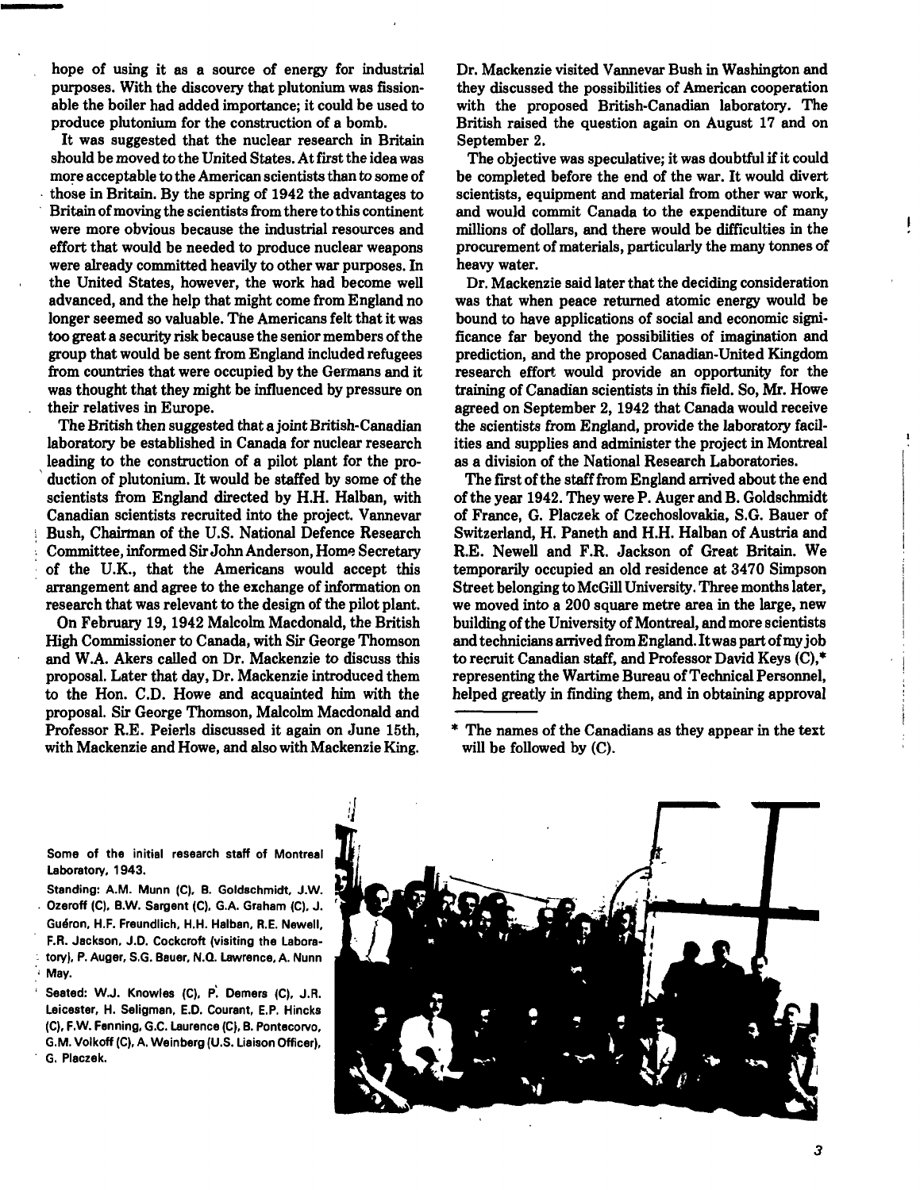hope of using it as a source of energy for industrial purposes. With the discovery that plutonium was fissionable the boiler had added importance; it could be used to produce plutonium for the construction of a bomb.

It was suggested that the nuclear research in Britain should be moved to the United States. At first the idea was more acceptable to the American scientists than to some of those in Britain. By the spring of 1942 the advantages to Britain of moving the scientists from there to this continent were more obvious because the industrial resources and effort that would be needed to produce nuclear weapons were already committed heavily to other war purposes. In the United States, however, the work had become well advanced, and the help that might come from England no longer seemed so valuable. The Americans felt that it was too great a security risk because the senior members of the group that would be sent from England included refugees from countries that were occupied by the Germans and it was thought that they might be influenced by pressure on their relatives in Europe.

The British then suggested that a joint British-Canadian laboratory be established in Canada for nuclear research leading to the construction of a pilot plant for the production of plutonium. It would be staffed by some of the scientists from England directed by H.H. Halban, with Canadian scientists recruited into the project. Vannevar Bush, Chairman of the U.S. National Defence Research Committee, informed Sir John Anderson, Home Secretary of the U.K., that the Americans would accept this arrangement and agree to the exchange of information on research that was relevant to the design of the pilot plant.

On February 19, 1942 Malcolm Macdonald, the British High Commissioner to Canada, with Sir George Thomson and W.A. Akers called on Dr. Mackenzie to discuss this proposal. Later that day, Dr. Mackenzie introduced them to the Hon. C.D. Howe and acquainted him with the proposal. Sir George Thomson, Malcolm Macdonald and Professor R.E. Peierls discussed it again on June 15th, with Mackenzie and Howe, and also with Mackenzie King. Dr. Mackenzie visited Vannevar Bush in Washington and they discussed the possibilities of American cooperation with the proposed British-Canadian laboratory. The British raised the question again on August 17 and on September 2.

The objective was speculative; it was doubtful if it could be completed before the end of the war. It would divert scientists, equipment and material from other war work, and would commit Canada to the expenditure of many millions of dollars, and there would be difficulties in the procurement of materials, particularly the many tonnes of heavy water.

Dr. Mackenzie said later that the deciding consideration was that when peace returned atomic energy would be bound to have applications of social and economic significance far beyond the possibilities of imagination and prediction, and the proposed Canadian-United Kingdom research effort would provide an opportunity for the training of Canadian scientists in this field. So, Mr. Howe agreed on September 2, 1942 that Canada would receive the scientists from England, provide the laboratory facilities and supplies and administer the project in Montreal as a division of the National Research Laboratories.

The first of the staff from England arrived about the end of the year 1942. They were P. Auger and B. Goldschmidt of France, G. Placzek of Czechoslovakia, S.G. Bauer of Switzerland, H. Paneth and H.H. Halban of Austria and R.E. Newell and F.R. Jackson of Great Britain. We temporarily occupied an old residence at 3470 Simpson Street belonging to McGill University. Three months later, we moved into a 200 square metre area in the large, new building of the University of Montreal, and more scientists and technicians arrived from England. It was part of my job to recruit Canadian staff, and Professor David Keys (C),* representing the Wartime Bureau of Technical Personnel, helped greatly in finding them, and in obtaining approval

\* The names of the Canadians as they appear in the text will be followed by (C).

Some of the initial research staff of Montreal Laboratory, 1943.

Standing: A.M. Munn (C), B. Goldschmidt, J.W. Ozeroff (C), B.W. Sargent (C), G.A. Graham (C), J. Guéron, H.F. Freundlich, H.H. Halban, R.E. Newell, F.R. Jackson, J.D. Cockcroft (visiting the Laboratory), P. Auger, S.G. Bauer, N.Q. Lawrence, A. Nunn May.

Seated: W.J. Knowles (C), P. Demers (C), J.R. Leicester, H. Seligman, E.D. Courant, E.P. Hincks (C), F.W. Fenning, G.C. Laurence (C), B. Pontecorvo, G.M. Volkoff (C), A. Weinberg (U.S. Liaison Officer), G. Placzek.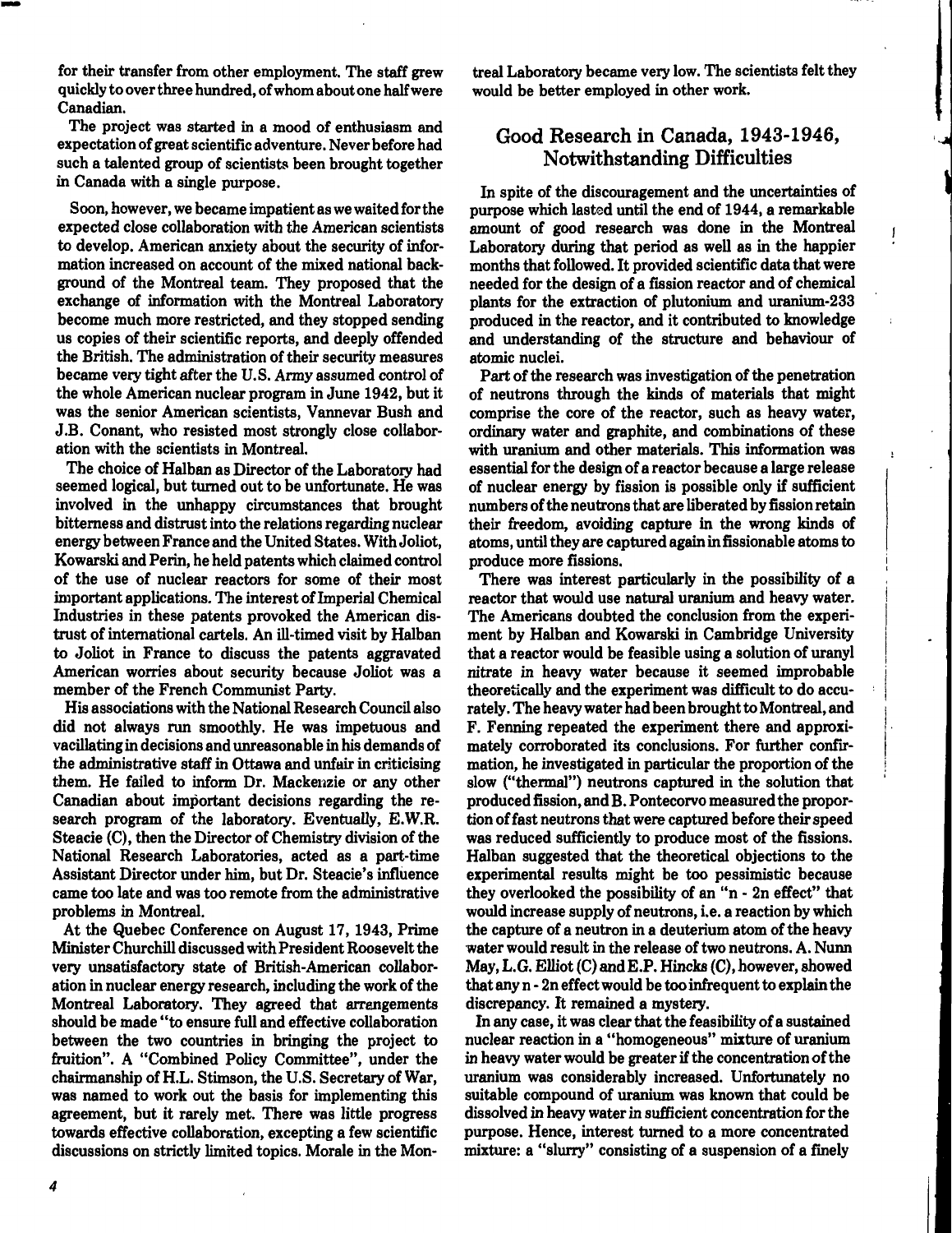for their transfer from other employment. The staff grew quickly to over three hundred, of whom about one half were Canadian.

The project was started in a mood of enthusiasm and expectation of great scientific adventure. Never before had such a talented group of scientists been brought together in Canada with a single purpose.

Soon, however, we became impatient as we waited for the expected close collaboration with the American scientists to develop. American anxiety about the security of information increased on account of the mixed national background of the Montreal team. They proposed that the exchange of information with the Montreal Laboratory become much more restricted, and they stopped sending us copies of their scientific reports, and deeply offended the British. The administration of their security measures became very tight after the U.S. Army assumed control of the whole American nuclear program in June 1942, but it was the senior American scientists, Vannevar Bush and J.B. Conant, who resisted most strongly close collaboration with the scientists in Montreal.

The choice of Halban as Director of the Laboratory had seemed logical, but turned out to be unfortunate. He was involved in the unhappy circumstances that brought bitterness and distrust into the relations regarding nuclear energy between France and the United States. With Joliot, Kowarski and Perin, he held patents which claimed control of the use of nuclear reactors for some of their most important applications. The interest of Imperial Chemical Industries in these patents provoked the American distrust of international cartels. An ill-timed visit by Halban to Joliot in France to discuss the patents aggravated American worries about security because Joliot was a member of the French Communist Party.

His associations with the National Research Council also did not always run smoothly. He was impetuous and vacillating in decisions and unreasonable in his demands of the administrative staff in Ottawa and unfair in criticising them. He failed to inform Dr. Mackenzie or any other Canadian about important decisions regarding the research program of the laboratory. Eventually, E.W.R. Steacie (C), then the Director of Chemistry division of the National Research Laboratories, acted as a part-time Assistant Director under him, but Dr. Steacie's influence came too late and was too remote from the administrative problems in Montreal.

At the Quebec Conference on August 17, 1943, Prime Minister Churchill discussed with President Roosevelt the very unsatisfactory state of British-American collaboration in nuclear energy research, including the work of the Montreal Laboratory. They agreed that arrangements should be made "to ensure full and effective collaboration between the two countries in bringing the project to fruition". A "Combined Policy Committee", under the chairmanship of H.L. Stimson, the U.S. Secretary of War, was named to work out the basis for implementing this agreement, but it rarely met. There was little progress towards effective collaboration, excepting a few scientific discussions on strictly limited topics. Morale in the Montreal Laboratory became very low. The scientists felt they would be better employed in other work.

## Good Research in Canada, 1943-1946, Notwithstanding Difficulties

In spite of the discouragement and the uncertainties of purpose which lasted until the end of 1944, a remarkable amount of good research was done in the Montreal Laboratory during that period as well as in the happier months that followed. It provided scientific data that were needed for the design of a fission reactor and of chemical plants for the extraction of plutonium and uranium-233 produced in the reactor, and it contributed to knowledge and understanding of the structure and behaviour of atomic nuclei.

Part of the research was investigation of the penetration of neutrons through the kinds of materials that might comprise the core of the reactor, such as heavy water, ordinary water and graphite, and combinations of these with uranium and other materials. This information was essential for the design of a reactor because a large release of nuclear energy by fission is possible only if sufficient numbers of the neutrons that are liberated by fission retain their freedom, avoiding capture in the wrong kinds of atoms, until they are captured again in fissionable atoms to produce more fissions.

There was interest particularly in the possibility of a reactor that would use natural uranium and heavy water. The Americans doubted the conclusion from the experiment by Halban and Kowarski in Cambridge University that a reactor would be feasible using a solution of uranyl nitrate in heavy water because it seemed improbable theoretically and the experiment was difficult to do accurately. The heavy water had been brought to Montreal, and F. Fenning repeated the experiment there and approximately corroborated its conclusions. For further confirmation, he investigated in particular the proportion of the slow ("thermal") neutrons captured in the solution that produced fission, and B. Pontecorvo measured the proportion of fast neutrons that were captured before their speed was reduced sufficiently to produce most of the fissions. Halban suggested that the theoretical objections to the experimental results might be too pessimistic because they overlooked the possibility of an "n - 2n effect" that would increase supply of neutrons, i.e. a reaction by which the capture of a neutron in a deuterium atom of the heavy water would result in the release of two neutrons. A. Nunn May, L.G. Elliot (C) and E.P. Hincks (C), however, showed that any n - 2n effect would be too infrequent to explain the discrepancy. It remained a mystery.

In any case, it was clear that the feasibility of a sustained nuclear reaction in a "homogeneous" mixture of uranium in heavy water would be greater if the concentration of the uranium was considerably increased. Unfortunately no suitable compound of uranium was known that could be dissolved in heavy water in sufficient concentration for the purpose. Hence, interest turned to a more concentrated mixture: a "slurry" consisting of a suspension of a finely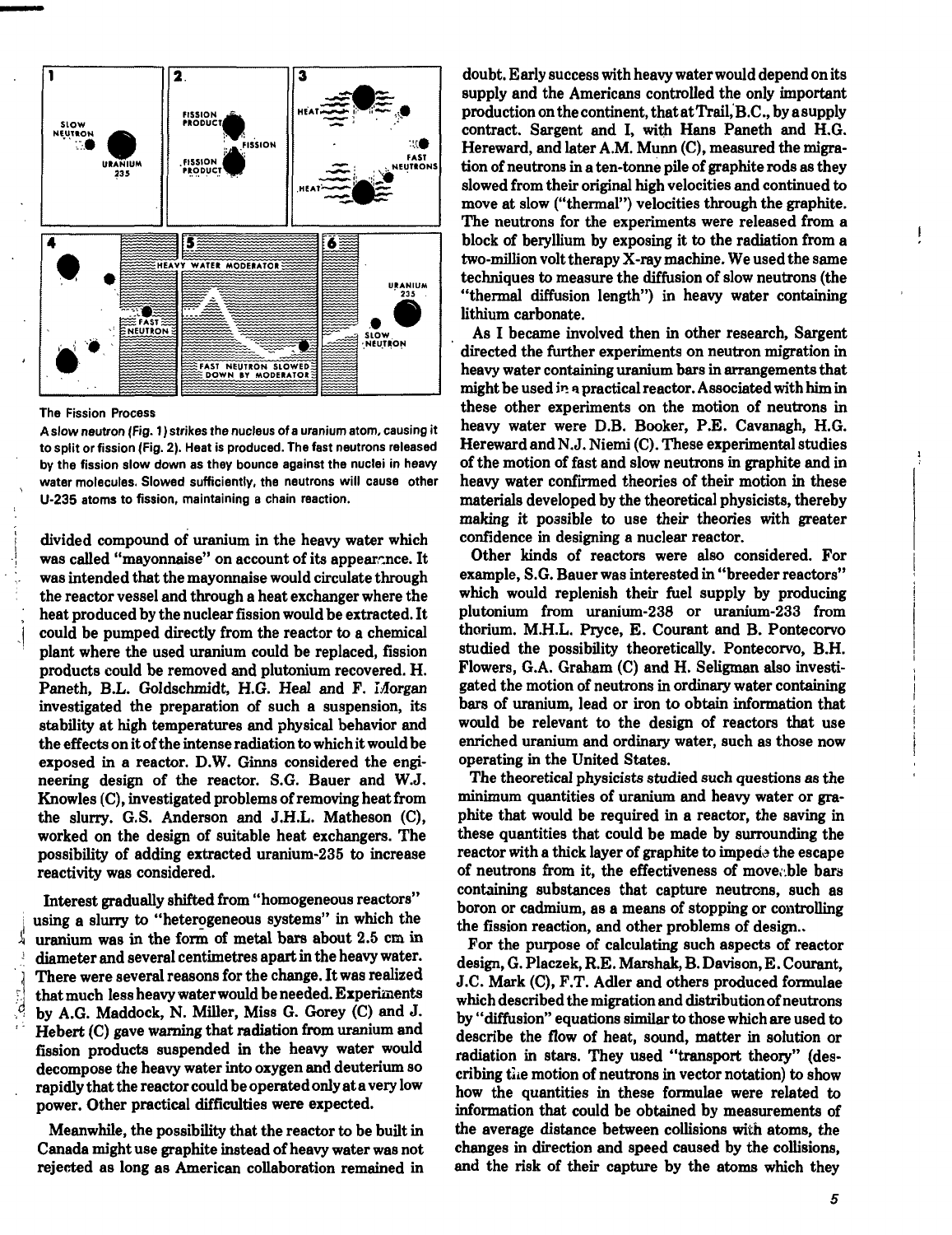1

SLOW NEUTRON

URANIUM 235

2

FISSION PRODUCT

FISSION

FISSION PRODUCT

3

HEAT

FAST NEUTRONS

HEAT

4

FAST NEUTRON

5

HEAVY WATER MODERATOR

FAST NEUTRON SLOWED DOWN BY MODERATOR

6

URANIUM 235

SLOW NEUTRON

The Fission Process

A slow neutron (Fig. 1) strikes the nucleus of a uranium atom, causing it to split or fission (Fig. 2). Heat is produced. The fast neutrons released by the fission slow down as they bounce against the nuclei in heavy water molecules. Slowed sufficiently, the neutrons will cause other U-235 atoms to fission, maintaining a chain reaction.

divided compound of uranium in the heavy water which was called "mayonnaise" on account of its appearance. It was intended that the mayonnaise would circulate through the reactor vessel and through a heat exchanger where the heat produced by the nuclear fission would be extracted. It could be pumped directly from the reactor to a chemical plant where the used uranium could be replaced, fission products could be removed and plutonium recovered. H. Paneth, B.L. Goldschmidt, H.G. Heal and F. Morgan investigated the preparation of such a suspension, its stability at high temperatures and physical behavior and the effects on it of the intense radiation to which it would be exposed in a reactor. D.W. Ginns considered the engineering design of the reactor. S.G. Bauer and W.J. Knowles (C), investigated problems of removing heat from the slurry. G.S. Anderson and J.H.L. Matheson (C), worked on the design of suitable heat exchangers. The possibility of adding extracted uranium-235 to increase reactivity was considered.

Interest gradually shifted from "homogeneous reactors" using a slurry to "heterogeneous systems" in which the uranium was in the form of metal bars about 2.5 cm in diameter and several centimetres apart in the heavy water. There were several reasons for the change. It was realized that much less heavy water would be needed. Experiments by A.G. Maddock, N. Miller, Miss G. Gorey (C) and J. Hebert (C) gave warning that radiation from uranium and fission products suspended in the heavy water would decompose the heavy water into oxygen and deuterium so rapidly that the reactor could be operated only at a very low power. Other practical difficulties were expected.

Meanwhile, the possibility that the reactor to be built in Canada might use graphite instead of heavy water was not rejected as long as American collaboration remained in doubt. Early success with heavy water would depend on its supply and the Americans controlled the only important production on the continent, that at Trail, B.C., by a supply contract. Sargent and I, with Hans Paneth and H.G. Hereward, and later A.M. Munn (C), measured the migration of neutrons in a ten-tonne pile of graphite rods as they slowed from their original high velocities and continued to move at slow ("thermal") velocities through the graphite. The neutrons for the experiments were released from a block of beryllium by exposing it to the radiation from a two-million volt therapy X-ray machine. We used the same techniques to measure the diffusion of slow neutrons (the "thermal diffusion length") in heavy water containing lithium carbonate.

As I became involved then in other research, Sargent directed the further experiments on neutron migration in heavy water containing uranium bars in arrangements that might be used in a practical reactor. Associated with him in these other experiments on the motion of neutrons in heavy water were D.B. Booker, P.E. Cavanagh, H.G. Hereward and N.J. Niemi (C). These experimental studies of the motion of fast and slow neutrons in graphite and in heavy water confirmed theories of their motion in these materials developed by the theoretical physicists, thereby making it possible to use their theories with greater confidence in designing a nuclear reactor.

Other kinds of reactors were also considered. For example, S.G. Bauer was interested in "breeder reactors" which would replenish their fuel supply by producing plutonium from uranium-238 or uranium-233 from thorium. M.H.L. Pryce, E. Courant and B. Pontecorvo studied the possibility theoretically. Pontecorvo, B.H. Flowers, G.A. Graham (C) and H. Seligman also investigated the motion of neutrons in ordinary water containing bars of uranium, lead or iron to obtain information that would be relevant to the design of reactors that use enriched uranium and ordinary water, such as those now operating in the United States.

The theoretical physicists studied such questions as the minimum quantities of uranium and heavy water or graphite that would be required in a reactor, the saving in these quantities that could be made by surrounding the reactor with a thick layer of graphite to impede the escape of neutrons from it, the effectiveness of moveable bars containing substances that capture neutrons, such as boron or cadmium, as a means of stopping or controlling the fission reaction, and other problems of design..

For the purpose of calculating such aspects of reactor design, G. Placzek, R.E. Marshak, B. Davison, E. Courant, J.C. Mark (C), F.T. Adler and others produced formulae which described the migration and distribution of neutrons by "diffusion" equations similar to those which are used to describe the flow of heat, sound, matter in solution or radiation in stars. They used "transport theory" (describing the motion of neutrons in vector notation) to show how the quantities in these formulae were related to information that could be obtained by measurements of the average distance between collisions with atoms, the changes in direction and speed caused by the collisions, and the risk of their capture by the atoms which they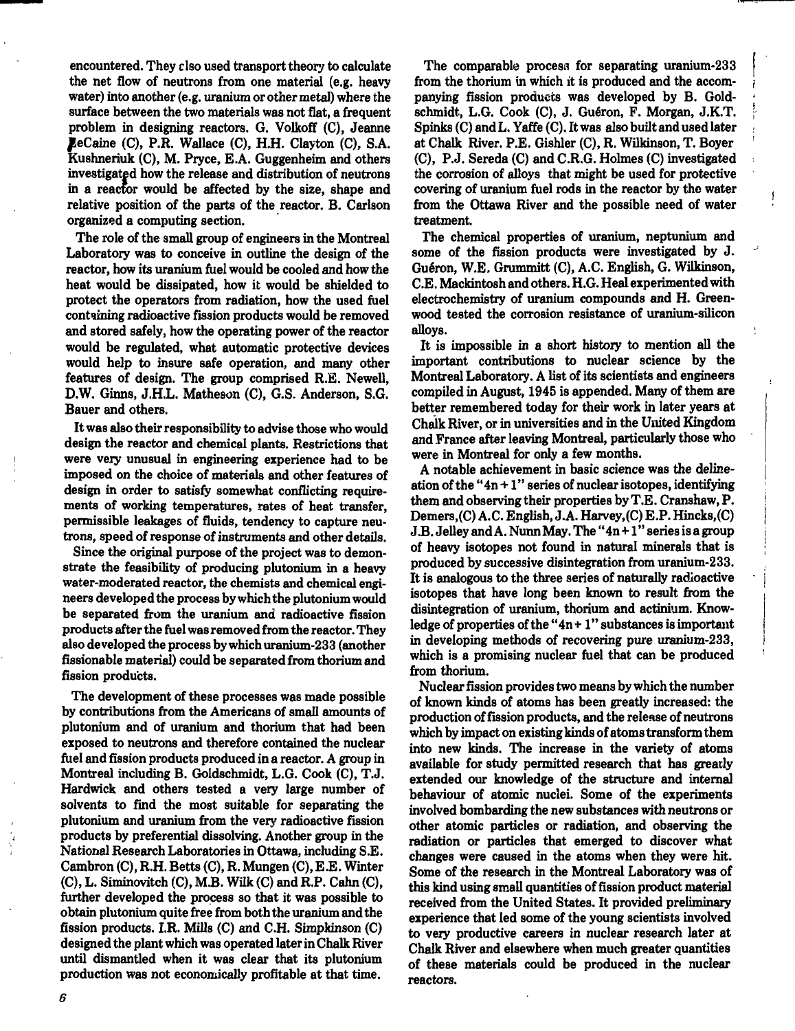encountered. They also used transport theory to calculate the net flow of neutrons from one material (e.g. heavy water) into another (e.g. uranium or other metal) where the surface between the two materials was not flat, a frequent problem in designing reactors. G. Volkoff (C), Jeanne LeCaine (C), P.R. Wallace (C), H.H. Clayton (C), S.A. Kushneriuk (C), M. Pryce, E.A. Guggenheim and others investigated how the release and distribution of neutrons in a reactor would be affected by the size, shape and relative position of the parts of the reactor. B. Carlson organized a computing section.

The role of the small group of engineers in the Montreal Laboratory was to conceive in outline the design of the reactor, how its uranium fuel would be cooled and how the heat would be dissipated, how it would be shielded to protect the operators from radiation, how the used fuel containing radioactive fission products would be removed and stored safely, how the operating power of the reactor would be regulated, what automatic protective devices would help to insure safe operation, and many other features of design. The group comprised R.E. Newell, D.W. Ginns, J.H.L. Matheson (C), G.S. Anderson, S.G. Bauer and others.

It was also their responsibility to advise those who would design the reactor and chemical plants. Restrictions that were very unusual in engineering experience had to be imposed on the choice of materials and other features of design in order to satisfy somewhat conflicting requirements of working temperatures, rates of heat transfer, permissible leakages of fluids, tendency to capture neutrons, speed of response of instruments and other details.

Since the original purpose of the project was to demonstrate the feasibility of producing plutonium in a heavy water-moderated reactor, the chemists and chemical engineers developed the process by which the plutonium would be separated from the uranium and radioactive fission products after the fuel was removed from the reactor. They also developed the process by which uranium-233 (another fissionable material) could be separated from thorium and fission products.

The development of these processes was made possible by contributions from the Americans of small amounts of plutonium and of uranium and thorium that had been exposed to neutrons and therefore contained the nuclear fuel and fission products produced in a reactor. A group in Montreal including B. Goldschmidt, L.G. Cook (C), T.J. Hardwick and others tested a very large number of solvents to find the most suitable for separating the plutonium and uranium from the very radioactive fission products by preferential dissolving. Another group in the National Research Laboratories in Ottawa, including S.E. Cambron (C), R.H. Betts (C), R. Mungen (C), E.E. Winter (C), L. Siminovitch (C), M.B. Wilk (C) and R.P. Cahn (C), further developed the process so that it was possible to obtain plutonium quite free from both the uranium and the fission products. I.R. Mills (C) and C.H. Simpkinson (C) designed the plant which was operated later in Chalk River until dismantled when it was clear that its plutonium production was not economically profitable at that time.

The comparable process for separating uranium-233 from the thorium in which it is produced and the accompanying fission products was developed by B. Goldschmidt, L.G. Cook (C), J. Guéron, F. Morgan, J.K.T. Spinks (C) and L. Yaffe (C). It was also built and used later at Chalk River. P.E. Gishler (C), R. Wilkinson, T. Boyer (C), P.J. Sereda (C) and C.R.G. Holmes (C) investigated the corrosion of alloys that might be used for protective covering of uranium fuel rods in the reactor by the water from the Ottawa River and the possible need of water treatment.

The chemical properties of uranium, neptunium and some of the fission products were investigated by J. Guéron, W.E. Grummitt (C), A.C. English, G. Wilkinson, C.E. Mackintosh and others. H.G. Heal experimented with electrochemistry of uranium compounds and H. Greenwood tested the corrosion resistance of uranium-silicon alloys.

It is impossible in a short history to mention all the important contributions to nuclear science by the Montreal Laboratory. A list of its scientists and engineers compiled in August, 1945 is appended. Many of them are better remembered today for their work in later years at Chalk River, or in universities and in the United Kingdom and France after leaving Montreal, particularly those who were in Montreal for only a few months.

A notable achievement in basic science was the delineation of the "4n + 1" series of nuclear isotopes, identifying them and observing their properties by T.E. Cranshaw, P. Demers, (C) A.C. English, J.A. Harvey, (C) E.P. Hincks, (C) J.B. Jelley and A. Nunn May. The "4n + 1" series is a group of heavy isotopes not found in natural minerals that is produced by successive disintegration from uranium-233. It is analogous to the three series of naturally radioactive isotopes that have long been known to result from the disintegration of uranium, thorium and actinium. Knowledge of properties of the "4n + 1" substances is important in developing methods of recovering pure uranium-233, which is a promising nuclear fuel that can be produced from thorium.

Nuclear fission provides two means by which the number of known kinds of atoms has been greatly increased: the production of fission products, and the release of neutrons which by impact on existing kinds of atoms transform them into new kinds. The increase in the variety of atoms available for study permitted research that has greatly extended our knowledge of the structure and internal behaviour of atomic nuclei. Some of the experiments involved bombarding the new substances with neutrons or other atomic particles or radiation, and observing the radiation or particles that emerged to discover what changes were caused in the atoms when they were hit. Some of the research in the Montreal Laboratory was of this kind using small quantities of fission product material received from the United States. It provided preliminary experience that led some of the young scientists involved to very productive careers in nuclear research later at Chalk River and elsewhere when much greater quantities of these materials could be produced in the nuclear reactors.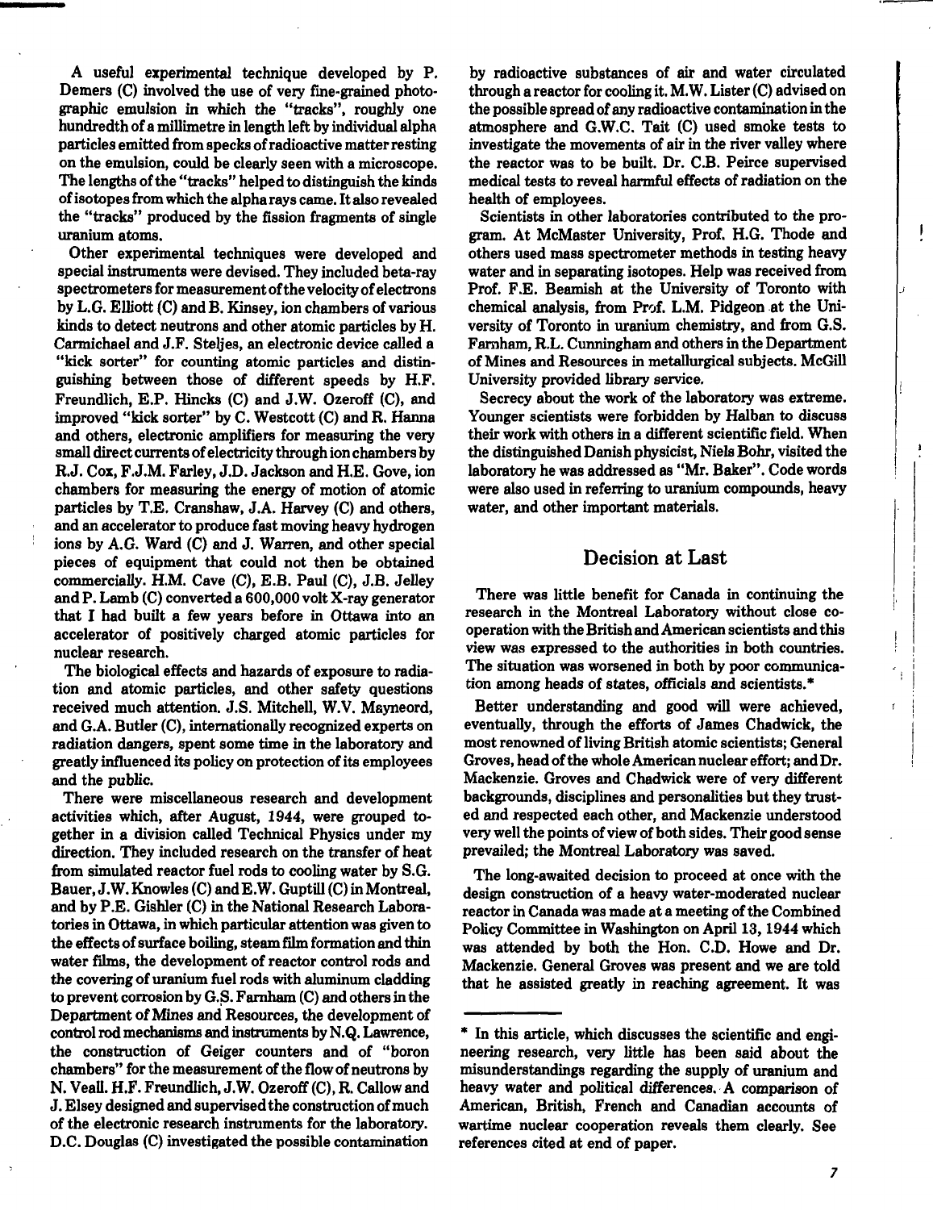A useful experimental technique developed by P. Demers (C) involved the use of very fine-grained photographic emulsion in which the "tracks", roughly one hundredth of a millimetre in length left by individual alpha particles emitted from specks of radioactive matter resting on the emulsion, could be clearly seen with a microscope. The lengths of the "tracks" helped to distinguish the kinds of isotopes from which the alpha rays came. It also revealed the "tracks" produced by the fission fragments of single uranium atoms.

Other experimental techniques were developed and special instruments were devised. They included beta-ray spectrometers for measurement of the velocity of electrons by L.G. Elliott (C) and B. Kinsey, ion chambers of various kinds to detect neutrons and other atomic particles by H. Carmichael and J.F. Steljes, an electronic device called a "kick sorter" for counting atomic particles and distinguishing between those of different speeds by H.F. Freundlich, E.P. Hincks (C) and J.W. Ozeroff (C), and improved "kick sorter" by C. Westcott (C) and R. Hanna and others, electronic amplifiers for measuring the very small direct currents of electricity through ion chambers by R.J. Cox, F.J.M. Farley, J.D. Jackson and H.E. Gove, ion chambers for measuring the energy of motion of atomic particles by T.E. Cranshaw, J.A. Harvey (C) and others, and an accelerator to produce fast moving heavy hydrogen ions by A.G. Ward (C) and J. Warren, and other special pieces of equipment that could not then be obtained commercially. H.M. Cave (C), E.B. Paul (C), J.B. Jelley and P. Lamb (C) converted a 600,000 volt X-ray generator that I had built a few years before in Ottawa into an accelerator of positively charged atomic particles for nuclear research.

The biological effects and hazards of exposure to radiation and atomic particles, and other safety questions received much attention. J.S. Mitchell, W.V. Mayneord, and G.A. Butler (C), internationally recognized experts on radiation dangers, spent some time in the laboratory and greatly influenced its policy on protection of its employees and the public.

There were miscellaneous research and development activities which, after August, 1944, were grouped together in a division called Technical Physics under my direction. They included research on the transfer of heat from simulated reactor fuel rods to cooling water by S.G. Bauer, J.W. Knowles (C) and E.W. Guptill (C) in Montreal, and by P.E. Gishler (C) in the National Research Laboratories in Ottawa, in which particular attention was given to the effects of surface boiling, steam film formation and thin water films, the development of reactor control rods and the covering of uranium fuel rods with aluminum cladding to prevent corrosion by G.S. Farnham (C) and others in the Department of Mines and Resources, the development of control rod mechanisms and instruments by N.Q. Lawrence, the construction of Geiger counters and of "boron chambers" for the measurement of the flow of neutrons by N. Veall. H.F. Freundlich, J.W. Ozeroff (C), R. Callow and J. Elsey designed and supervised the construction of much of the electronic research instruments for the laboratory. D.C. Douglas (C) investigated the possible contamination by radioactive substances of air and water circulated through a reactor for cooling it. M.W. Lister (C) advised on the possible spread of any radioactive contamination in the atmosphere and G.W.C. Tait (C) used smoke tests to investigate the movements of air in the river valley where the reactor was to be built. Dr. C.B. Peirce supervised medical tests to reveal harmful effects of radiation on the health of employees.

Scientists in other laboratories contributed to the program. At McMaster University, Prof. H.G. Thode and others used mass spectrometer methods in testing heavy water and in separating isotopes. Help was received from Prof. F.E. Beamish at the University of Toronto with chemical analysis, from Prof. L.M. Pidgeon at the University of Toronto in uranium chemistry, and from G.S. Farnham, R.L. Cunningham and others in the Department of Mines and Resources in metallurgical subjects. McGill University provided library service.

Secrecy about the work of the laboratory was extreme. Younger scientists were forbidden by Halban to discuss their work with others in a different scientific field. When the distinguished Danish physicist, Niels Bohr, visited the laboratory he was addressed as "Mr. Baker". Code words were also used in referring to uranium compounds, heavy water, and other important materials.

## Decision at Last

There was little benefit for Canada in continuing the research in the Montreal Laboratory without close co-operation with the British and American scientists and this view was expressed to the authorities in both countries. The situation was worsened in both by poor communication among heads of states, officials and scientists.*

Better understanding and good will were achieved, eventually, through the efforts of James Chadwick, the most renowned of living British atomic scientists; General Groves, head of the whole American nuclear effort; and Dr. Mackenzie. Groves and Chadwick were of very different backgrounds, disciplines and personalities but they trusted and respected each other, and Mackenzie understood very well the points of view of both sides. Their good sense prevailed; the Montreal Laboratory was saved.

The long-awaited decision to proceed at once with the design construction of a heavy water-moderated nuclear reactor in Canada was made at a meeting of the Combined Policy Committee in Washington on April 13, 1944 which was attended by both the Hon. C.D. Howe and Dr. Mackenzie. General Groves was present and we are told that he assisted greatly in reaching agreement. It was

* In this article, which discusses the scientific and engineering research, very little has been said about the misunderstandings regarding the supply of uranium and heavy water and political differences. A comparison of American, British, French and Canadian accounts of wartime nuclear cooperation reveals them clearly. See references cited at end of paper.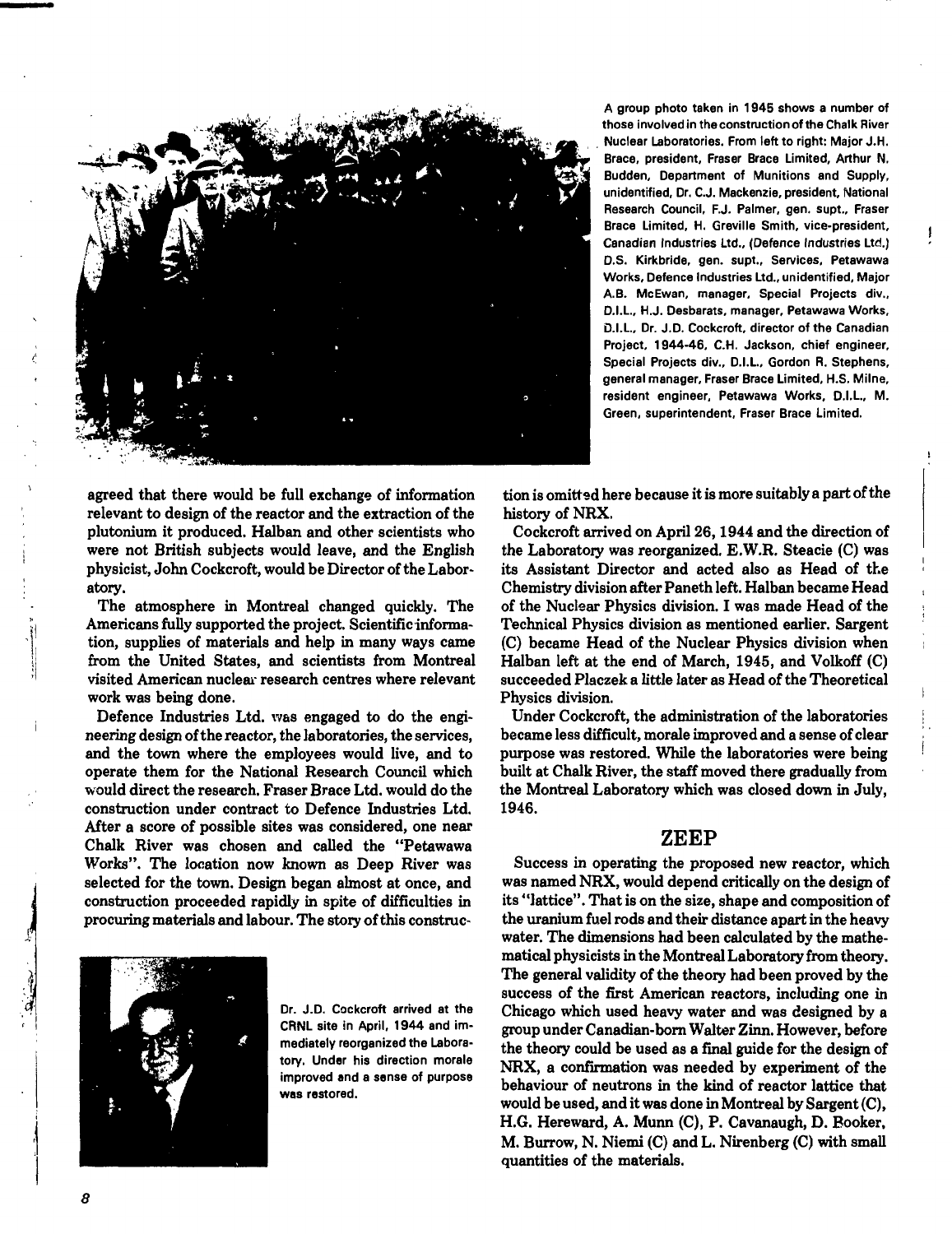A group photo taken in 1945 shows a number of those involved in the construction of the Chalk River Nuclear Laboratories. From left to right: Major J.H. Brace, president, Fraser Brace Limited, Arthur N. Budden, Department of Munitions and Supply, unidentified, Dr. C.J. Mackenzie, president, National Research Council, F.J. Palmer, gen. supt., Fraser Brace Limited, H. Greville Smith, vice-president, Canadian Industries Ltd., (Defence Industries Ltd.) D.S. Kirkbride, gen. supt., Services, Petawawa Works, Defence Industries Ltd., unidentified, Major A.B. McEwan, manager, Special Projects div., D.I.L., H.J. Desbarats, manager, Petawawa Works, D.I.L., Dr. J.D. Cockcroft, director of the Canadian Project, 1944-46, C.H. Jackson, chief engineer, Special Projects div., D.I.L., Gordon R. Stephens, general manager, Fraser Brace Limited, H.S. Milne, resident engineer, Petawawa Works, D.I.L., M. Green, superintendent, Fraser Brace Limited.

agreed that there would be full exchange of information relevant to design of the reactor and the extraction of the plutonium it produced. Halban and other scientists who were not British subjects would leave, and the English physicist, John Cockcroft, would be Director of the Laboratory.

The atmosphere in Montreal changed quickly. The Americans fully supported the project. Scientific information, supplies of materials and help in many ways came from the United States, and scientists from Montreal visited American nuclear research centres where relevant work was being done.

Defence Industries Ltd. was engaged to do the engineering design of the reactor, the laboratories, the services, and the town where the employees would live, and to operate them for the National Research Council which would direct the research. Fraser Brace Ltd. would do the construction under contract to Defence Industries Ltd. After a score of possible sites was considered, one near Chalk River was chosen and called the "Petawawa Works". The location now known as Deep River was selected for the town. Design began almost at once, and construction proceeded rapidly in spite of difficulties in procuring materials and labour. The story of this construction is omitted here because it is more suitably a part of the history of NRX.

Dr. J.D. Cockcroft arrived at the CRNL site in April, 1944 and immediately reorganized the Laboratory. Under his direction morale improved and a sense of purpose was restored.

Cockcroft arrived on April 26, 1944 and the direction of the Laboratory was reorganized. E.W.R. Steacie (C) was its Assistant Director and acted also as Head of the Chemistry division after Paneth left. Halban became Head of the Nuclear Physics division. I was made Head of the Technical Physics division as mentioned earlier. Sargent (C) became Head of the Nuclear Physics division when Halban left at the end of March, 1945, and Volkoff (C) succeeded Placzek a little later as Head of the Theoretical Physics division.

Under Cockcroft, the administration of the laboratories became less difficult, morale improved and a sense of clear purpose was restored. While the laboratories were being built at Chalk River, the staff moved there gradually from the Montreal Laboratory which was closed down in July, 1946.

## ZEEP

Success in operating the proposed new reactor, which was named NRX, would depend critically on the design of its "lattice". That is on the size, shape and composition of the uranium fuel rods and their distance apart in the heavy water. The dimensions had been calculated by the mathematical physicists in the Montreal Laboratory from theory. The general validity of the theory had been proved by the success of the first American reactors, including one in Chicago which used heavy water and was designed by a group under Canadian-born Walter Zinn. However, before the theory could be used as a final guide for the design of NRX, a confirmation was needed by experiment of the behaviour of neutrons in the kind of reactor lattice that would be used, and it was done in Montreal by Sargent (C), H.G. Hereward, A. Munn (C), P. Cavanaugh, D. Booker, M. Burrow, N. Niemi (C) and L. Nirenberg (C) with small quantities of the materials.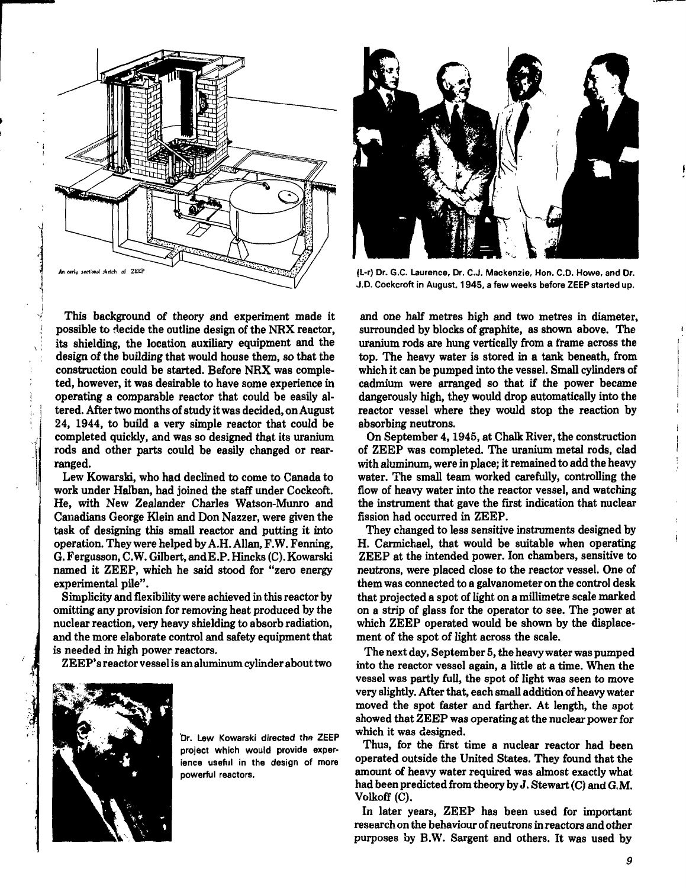An early sectional sketch of ZEEP

(L-r) Dr. G.C. Laurence, Dr. C.J. Mackenzie, Hon. C.D. Howe, and Dr. J.D. Cockcroft in August, 1945, a few weeks before ZEEP started up.

This background of theory and experiment made it possible to decide the outline design of the NRX reactor, its shielding, the location auxiliary equipment and the design of the building that would house them, so that the construction could be started. Before NRX was completed, however, it was desirable to have some experience in operating a comparable reactor that could be easily altered. After two months of study it was decided, on August 24, 1944, to build a very simple reactor that could be completed quickly, and was so designed that its uranium rods and other parts could be easily changed or rearranged.

Lew Kowarski, who had declined to come to Canada to work under Halban, had joined the staff under Cockcoft. He, with New Zealander Charles Watson-Munro and Canadians George Klein and Don Nazzer, were given the task of designing this small reactor and putting it into operation. They were helped by A.H. Allan, F.W. Fenning, G. Fergusson, C.W. Gilbert, and E.P. Hincks (C). Kowarski named it ZEEP, which he said stood for "zero energy experimental pile".

Simplicity and flexibility were achieved in this reactor by omitting any provision for removing heat produced by the nuclear reaction, very heavy shielding to absorb radiation, and the more elaborate control and safety equipment that is needed in high power reactors.

ZEEP's reactor vessel is an aluminum cylinder about two and one half metres high and two metres in diameter, surrounded by blocks of graphite, as shown above. The uranium rods are hung vertically from a frame across the top. The heavy water is stored in a tank beneath, from which it can be pumped into the vessel. Small cylinders of cadmium were arranged so that if the power became dangerously high, they would drop automatically into the reactor vessel where they would stop the reaction by absorbing neutrons.

Dr. Lew Kowarski directed the ZEEP project which would provide experience useful in the design of more powerful reactors.

On September 4, 1945, at Chalk River, the construction of ZEEP was completed. The uranium metal rods, clad with aluminum, were in place; it remained to add the heavy water. The small team worked carefully, controlling the flow of heavy water into the reactor vessel, and watching the instrument that gave the first indication that nuclear fission had occurred in ZEEP.

They changed to less sensitive instruments designed by H. Carmichael, that would be suitable when operating ZEEP at the intended power. Ion chambers, sensitive to neutrons, were placed close to the reactor vessel. One of them was connected to a galvanometer on the control desk that projected a spot of light on a millimetre scale marked on a strip of glass for the operator to see. The power at which ZEEP operated would be shown by the displacement of the spot of light across the scale.

The next day, September 5, the heavy water was pumped into the reactor vessel again, a little at a time. When the vessel was partly full, the spot of light was seen to move very slightly. After that, each small addition of heavy water moved the spot faster and farther. At length, the spot showed that ZEEP was operating at the nuclear power for which it was designed.

Thus, for the first time a nuclear reactor had been operated outside the United States. They found that the amount of heavy water required was almost exactly what had been predicted from theory by J. Stewart (C) and G.M. Volkoff (C).

In later years, ZEEP has been used for important research on the behaviour of neutrons in reactors and other purposes by B.W. Sargent and others. It was used by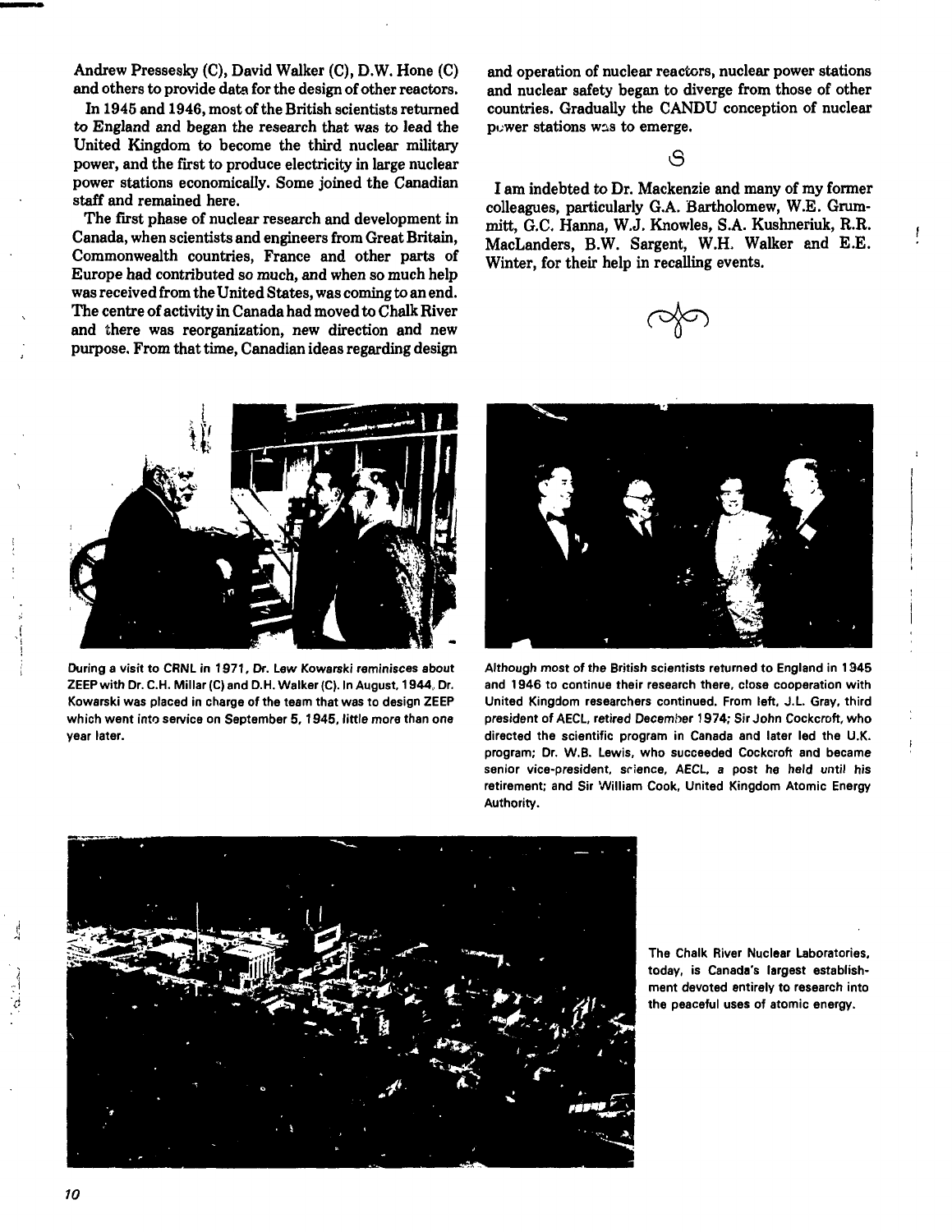Andrew Pressesky (C), David Walker (C), D.W. Hone (C) and others to provide data for the design of other reactors.

In 1945 and 1946, most of the British scientists returned to England and began the research that was to lead the United Kingdom to become the third nuclear military power, and the first to produce electricity in large nuclear power stations economically. Some joined the Canadian staff and remained here.

The first phase of nuclear research and development in Canada, when scientists and engineers from Great Britain, Commonwealth countries, France and other parts of Europe had contributed so much, and when so much help was received from the United States, was coming to an end. The centre of activity in Canada had moved to Chalk River and there was reorganization, new direction and new purpose. From that time, Canadian ideas regarding design and operation of nuclear reactors, nuclear power stations and nuclear safety began to diverge from those of other countries. Gradually the CANDU conception of nuclear power stations was to emerge.

I am indebted to Dr. Mackenzie and many of my former colleagues, particularly G.A. Bartholomew, W.E. Grummitt, G.C. Hanna, W.J. Knowles, S.A. Kushneriuk, R.R. MacLanders, B.W. Sargent, W.H. Walker and E.E. Winter, for their help in recalling events.

During a visit to CRNL in 1971, Dr. Lew Kowarski reminisces about ZEEP with Dr. C.H. Millar (C) and D.H. Walker (C). In August, 1944, Dr. Kowarski was placed in charge of the team that was to design ZEEP which went into service on September 5, 1945, little more than one year later.

Although most of the British scientists returned to England in 1945 and 1946 to continue their research there, close cooperation with United Kingdom researchers continued. From left, J.L. Gray, third president of AECL, retired December 1974; Sir John Cockcroft, who directed the scientific program in Canada and later led the U.K. program; Dr. W.B. Lewis, who succeeded Cockcroft and became senior vice-president, science, AECL, a post he held until his retirement; and Sir William Cook, United Kingdom Atomic Energy Authority.

The Chalk River Nuclear Laboratories, today, is Canada's largest establishment devoted entirely to research into the peaceful uses of atomic energy.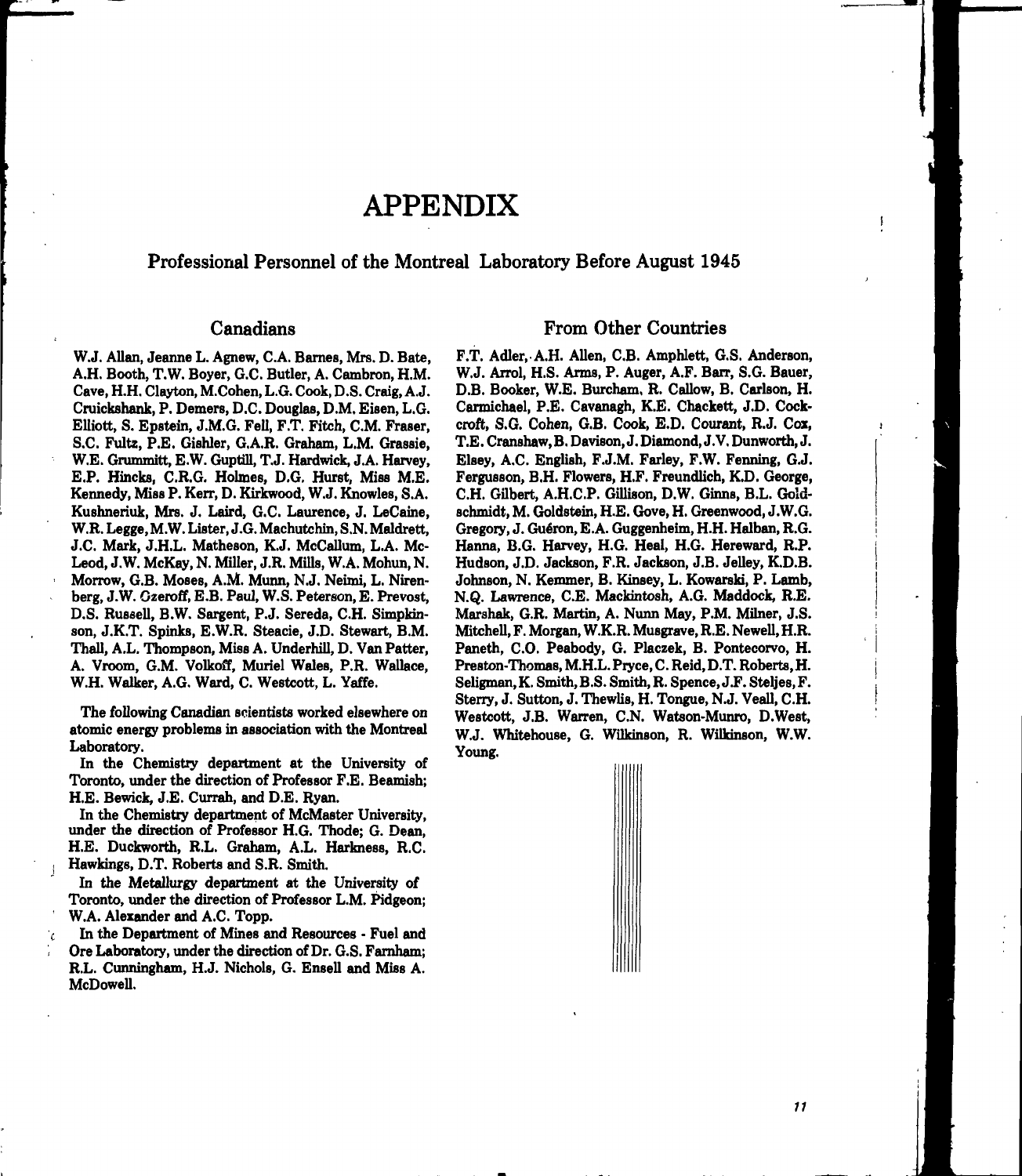# APPENDIX

## Professional Personnel of the Montreal Laboratory Before August 1945

### Canadians

W.J. Allan, Jeanne L. Agnew, C.A. Barnes, Mrs. D. Bate, A.H. Booth, T.W. Boyer, G.C. Butler, A. Cambron, H.M. Cave, H.H. Clayton, M.Cohen, L.G. Cook, D.S. Craig, A.J. Cruickshank, P. Demers, D.C. Douglas, D.M. Eisen, L.G. Elliott, S. Epstein, J.M.G. Fell, F.T. Fitch, C.M. Fraser, S.C. Fultz, P.E. Gishler, G.A.R. Graham, L.M. Grassie, W.E. Grummitt, E.W. Guptill, T.J. Hardwick, J.A. Harvey, E.P. Hincks, C.R.G. Holmes, D.G. Hurst, Miss M.E. Kennedy, Miss P. Kerr, D. Kirkwood, W.J. Knowles, S.A. Kushneriuk, Mrs. J. Laird, G.C. Laurence, J. LeCaine, W.R. Legge, M.W. Lister, J.G. Machutchin, S.N. Maldrett, J.C. Mark, J.H.L. Matheson, K.J. McCallum, L.A. McLeod, J.W. McKay, N. Miller, J.R. Mills, W.A. Mohun, N. Morrow, G.B. Moses, A.M. Munn, N.J. Neimi, L. Nirenberg, J.W. Ozeroff, E.B. Paul, W.S. Peterson, E. Prevost, D.S. Russell, B.W. Sargent, P.J. Sereda, C.H. Simpkinson, J.K.T. Spinks, E.W.R. Steacie, J.D. Stewart, B.M. Thall, A.L. Thompson, Miss A. Underhill, D. Van Patter, A. Vroom, G.M. Volkoff, Muriel Wales, P.R. Wallace, W.H. Walker, A.G. Ward, C. Westcott, L. Yaffe.

The following Canadian scientists worked elsewhere on atomic energy problems in association with the Montreal Laboratory.

In the Chemistry department at the University of Toronto, under the direction of Professor F.E. Beamish; H.E. Bewick, J.E. Currah, and D.E. Ryan.

In the Chemistry department of McMaster University, under the direction of Professor H.G. Thode; G. Dean, H.E. Duckworth, R.L. Graham, A.L. Harkness, R.C. Hawkings, D.T. Roberts and S.R. Smith.

In the Metallurgy department at the University of Toronto, under the direction of Professor L.M. Pidgeon; W.A. Alexander and A.C. Topp.

In the Department of Mines and Resources - Fuel and Ore Laboratory, under the direction of Dr. G.S. Farnham; R.L. Cunningham, H.J. Nichols, G. Ensell and Miss A. McDowell.

### From Other Countries

F.T. Adler, A.H. Allen, C.B. Amphlett, G.S. Anderson, W.J. Arrol, H.S. Arms, P. Auger, A.F. Barr, S.G. Bauer, D.B. Booker, W.E. Burcham, R. Callow, B. Carlson, H. Carmichael, P.E. Cavanagh, K.E. Chackett, J.D. Cockcroft, S.G. Cohen, G.B. Cook, E.D. Courant, R.J. Cox, T.E. Cranshaw, B. Davison, J. Diamond, J.V. Dunworth, J. Elsey, A.C. English, F.J.M. Farley, F.W. Fenning, G.J. Fergusson, B.H. Flowers, H.F. Freundlich, K.D. George, C.H. Gilbert, A.H.C.P. Gillison, D.W. Ginns, B.L. Goldschmidt, M. Goldstein, H.E. Gove, H. Greenwood, J.W.G. Gregory, J. Guéron, E.A. Guggenheim, H.H. Halban, R.G. Hanna, B.G. Harvey, H.G. Heal, H.G. Hereward, R.P. Hudson, J.D. Jackson, F.R. Jackson, J.B. Jelley, K.D.B. Johnson, N. Kemmer, B. Kinsey, L. Kowarski, P. Lamb, N.Q. Lawrence, C.E. Mackintosh, A.G. Maddock, R.E. Marshak, G.R. Martin, A. Nunn May, P.M. Milner, J.S. Mitchell, F. Morgan, W.K.R. Musgrave, R.E. Newell, H.R. Paneth, C.O. Peabody, G. Placzek, B. Pontecorvo, H. Preston-Thomas, M.H.L. Pryce, C. Reid, D.T. Roberts, H. Seligman, K. Smith, B.S. Smith, R. Spence, J.F. Steljes, F. Sterry, J. Sutton, J. Thewlis, H. Tongue, N.J. Veall, C.H. Westcott, J.B. Warren, C.N. Watson-Munro, D.West, W.J. Whitehouse, G. Wilkinson, R. Wilkinson, W.W. Young.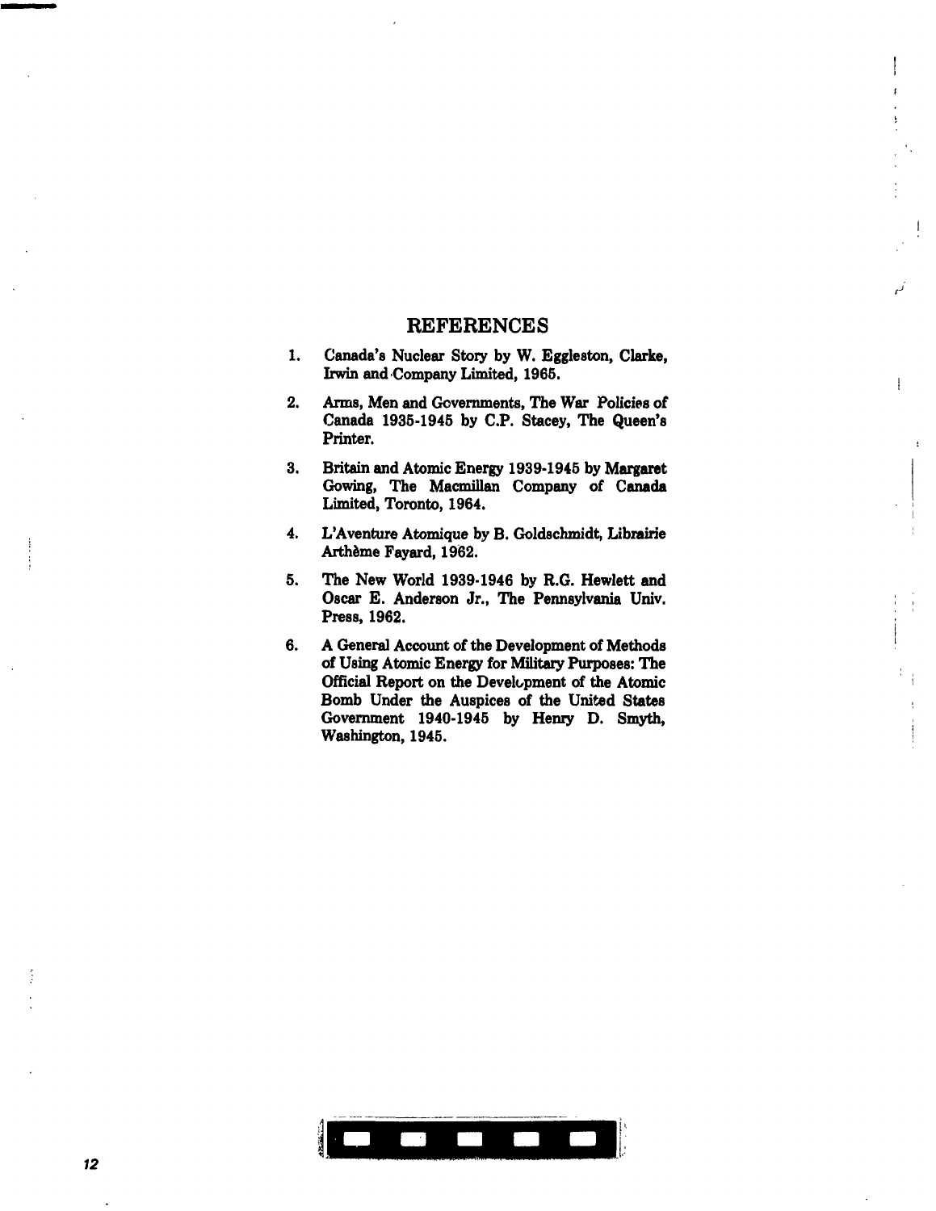## REFERENCES

1. Canada's Nuclear Story by W. Eggleston, Clarke, Irwin and Company Limited, 1965.

2. Arms, Men and Governments, The War Policies of Canada 1935-1945 by C.P. Stacey, The Queen's Printer.

3. Britain and Atomic Energy 1939-1945 by Margaret Gowing, The Macmillan Company of Canada Limited, Toronto, 1964.

4. L'Aventure Atomique by B. Goldschmidt, Librairie Arthème Fayard, 1962.

5. The New World 1939-1946 by R.G. Hewlett and Oscar E. Anderson Jr., The Pennsylvania Univ. Press, 1962.

6. A General Account of the Development of Methods of Using Atomic Energy for Military Purposes: The Official Report on the Development of the Atomic Bomb Under the Auspices of the United States Government 1940-1945 by Henry D. Smyth, Washington, 1945.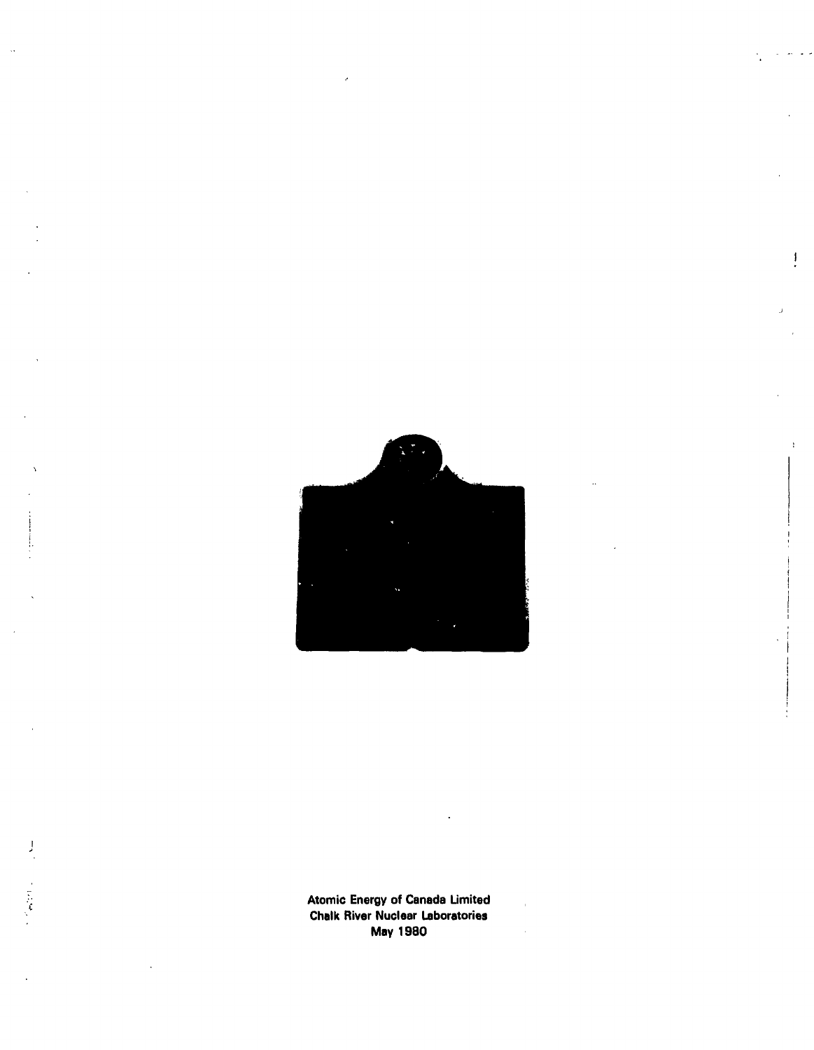Atomic Energy of Canada Limited
Chalk River Nuclear Laboratories
May 1980